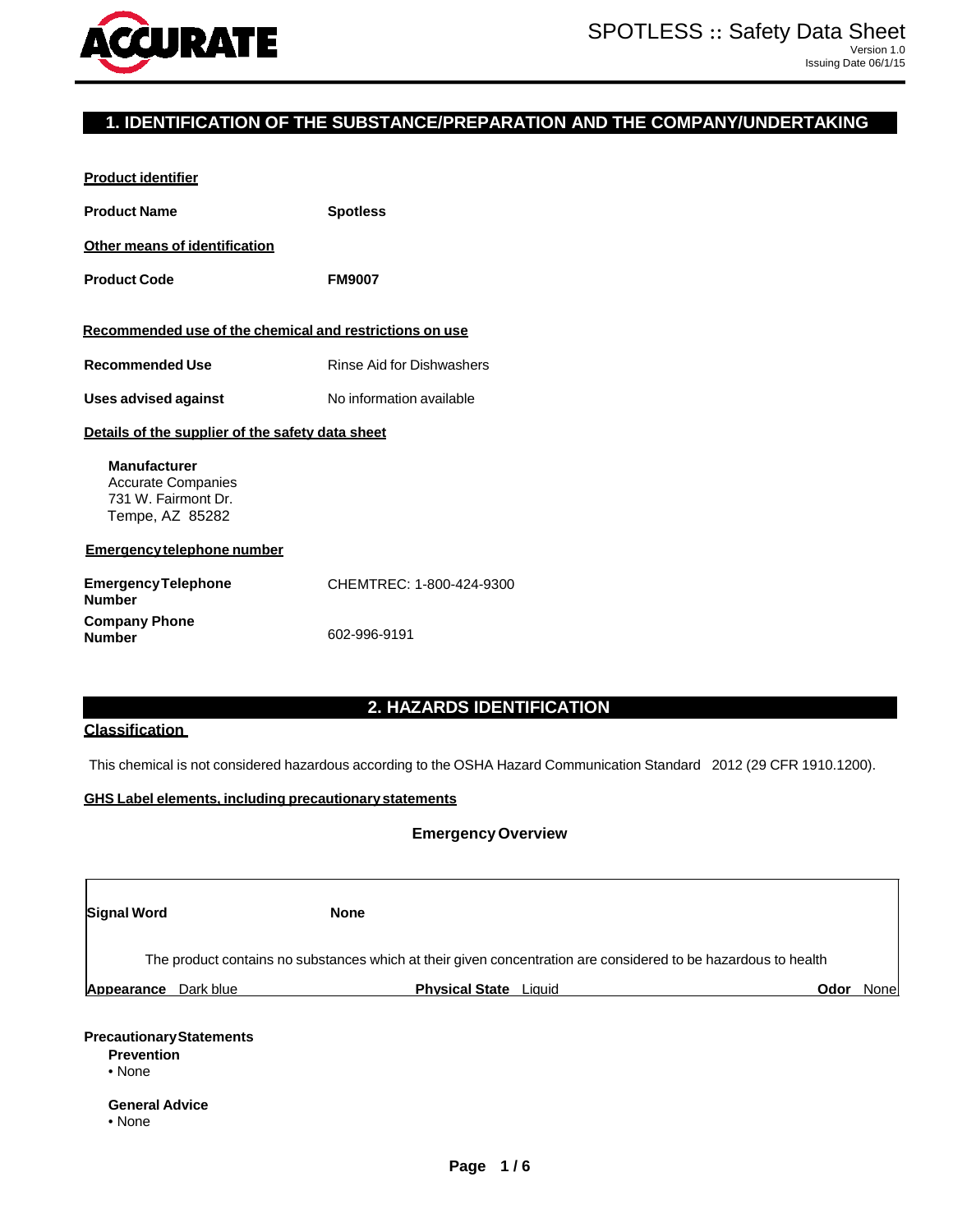SPOTLESS :: Safety Data Sheet
Version 1.0
Issuing Date 06/1/15

## 1. IDENTIFICATION OF THE SUBSTANCE/PREPARATION AND THE COMPANY/UNDERTAKING

**Product identifier**

**Product Name** **Spotless**

**Other means of identification**

**Product Code** **FM9007**

**Recommended use of the chemical and restrictions on use**

**Recommended Use** Rinse Aid for Dishwashers

**Uses advised against** No information available

**Details of the supplier of the safety data sheet**

**Manufacturer**
Accurate Companies
731 W. Fairmont Dr.
Tempe, AZ 85282

**Emergency telephone number**

**Emergency Telephone Number** CHEMTREC: 1-800-424-9300

**Company Phone Number** 602-996-9191

## 2. HAZARDS IDENTIFICATION

**Classification**

This chemical is not considered hazardous according to the OSHA Hazard Communication Standard 2012 (29 CFR 1910.1200).

**GHS Label elements, including precautionary statements**

**Emergency Overview**

**Signal Word** **None**

The product contains no substances which at their given concentration are considered to be hazardous to health

**Appearance** Dark blue **Physical State** Liquid **Odor** None

**Precautionary Statements**

**Prevention**
- None

**General Advice**
- None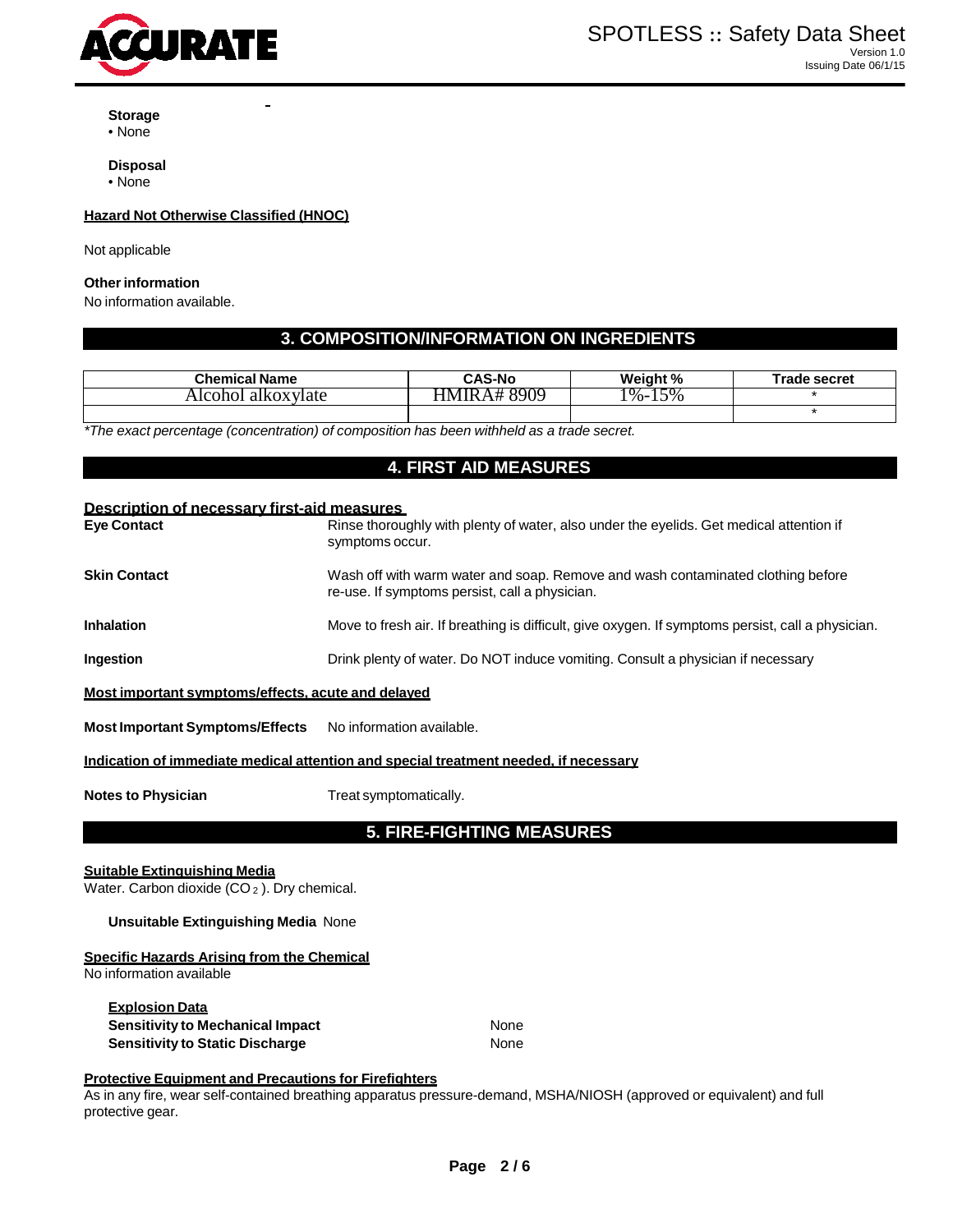**Storage**
• None

**Disposal**
• None

**Hazard Not Otherwise Classified (HNOC)**

Not applicable

**Other information**
No information available.

## 3. COMPOSITION/INFORMATION ON INGREDIENTS

| Chemical Name | CAS-No | Weight % | Trade secret |
|---|---|---|---|
| Alcohol alkoxylate | HMIRA# 8909 | 1%-15% | * |
| | | | * |

*\*The exact percentage (concentration) of composition has been withheld as a trade secret.*

## 4. FIRST AID MEASURES

**Description of necessary first-aid measures**

**Eye Contact** — Rinse thoroughly with plenty of water, also under the eyelids. Get medical attention if symptoms occur.

**Skin Contact** — Wash off with warm water and soap. Remove and wash contaminated clothing before re-use. If symptoms persist, call a physician.

**Inhalation** — Move to fresh air. If breathing is difficult, give oxygen. If symptoms persist, call a physician.

**Ingestion** — Drink plenty of water. Do NOT induce vomiting. Consult a physician if necessary

**Most important symptoms/effects, acute and delayed**

**Most Important Symptoms/Effects** — No information available.

**Indication of immediate medical attention and special treatment needed, if necessary**

**Notes to Physician** — Treat symptomatically.

## 5. FIRE-FIGHTING MEASURES

**Suitable Extinguishing Media**
Water. Carbon dioxide ($CO_2$). Dry chemical.

**Unsuitable Extinguishing Media** None

**Specific Hazards Arising from the Chemical**
No information available

**Explosion Data**
**Sensitivity to Mechanical Impact** None
**Sensitivity to Static Discharge** None

**Protective Equipment and Precautions for Firefighters**
As in any fire, wear self-contained breathing apparatus pressure-demand, MSHA/NIOSH (approved or equivalent) and full protective gear.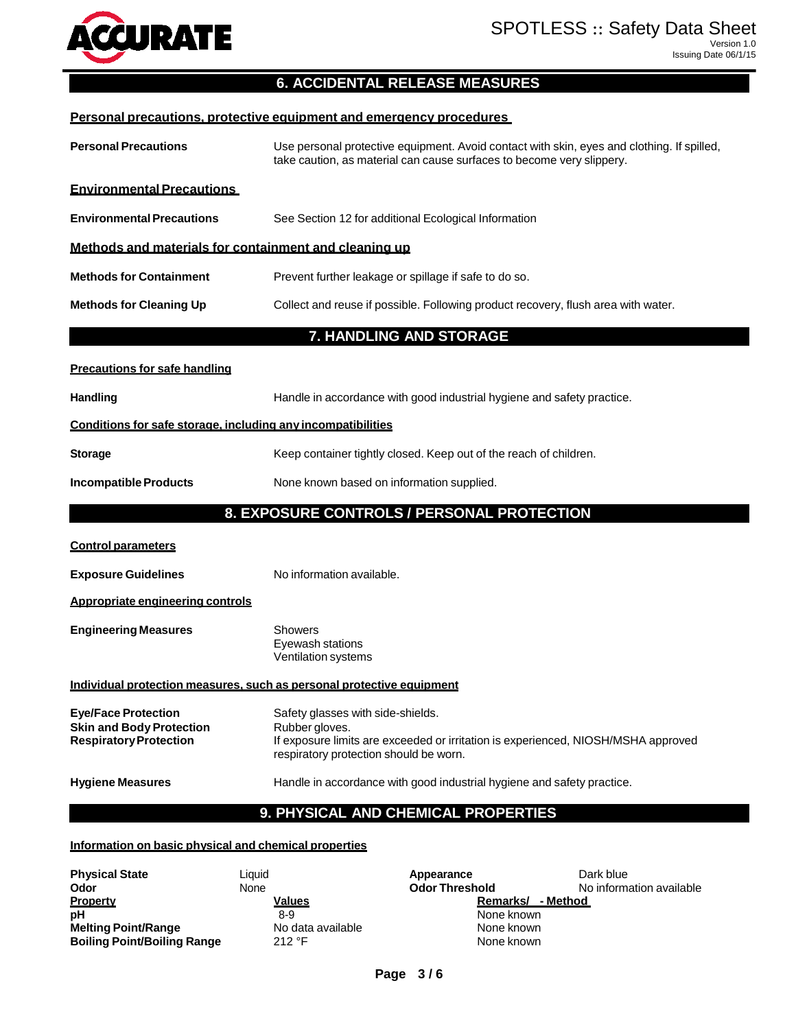## 6. ACCIDENTAL RELEASE MEASURES

**Personal precautions, protective equipment and emergency procedures**

**Personal Precautions** — Use personal protective equipment. Avoid contact with skin, eyes and clothing. If spilled, take caution, as material can cause surfaces to become very slippery.

**Environmental Precautions**

**Environmental Precautions** — See Section 12 for additional Ecological Information

**Methods and materials for containment and cleaning up**

**Methods for Containment** — Prevent further leakage or spillage if safe to do so.

**Methods for Cleaning Up** — Collect and reuse if possible. Following product recovery, flush area with water.

## 7. HANDLING AND STORAGE

**Precautions for safe handling**

**Handling** — Handle in accordance with good industrial hygiene and safety practice.

**Conditions for safe storage, including any incompatibilities**

**Storage** — Keep container tightly closed. Keep out of the reach of children.

**Incompatible Products** — None known based on information supplied.

## 8. EXPOSURE CONTROLS / PERSONAL PROTECTION

**Control parameters**

**Exposure Guidelines** — No information available.

**Appropriate engineering controls**

**Engineering Measures** — Showers
Eyewash stations
Ventilation systems

**Individual protection measures, such as personal protective equipment**

**Eye/Face Protection** — Safety glasses with side-shields.
**Skin and Body Protection** — Rubber gloves.
**Respiratory Protection** — If exposure limits are exceeded or irritation is experienced, NIOSH/MSHA approved respiratory protection should be worn.

**Hygiene Measures** — Handle in accordance with good industrial hygiene and safety practice.

## 9. PHYSICAL AND CHEMICAL PROPERTIES

**Information on basic physical and chemical properties**

**Physical State** Liquid — **Appearance** Dark blue
**Odor** None — **Odor Threshold** No information available

| Property | Values | Remarks/ - Method |
|---|---|---|
| pH | 8-9 | None known |
| Melting Point/Range | No data available | None known |
| Boiling Point/Boiling Range | 212 °F | None known |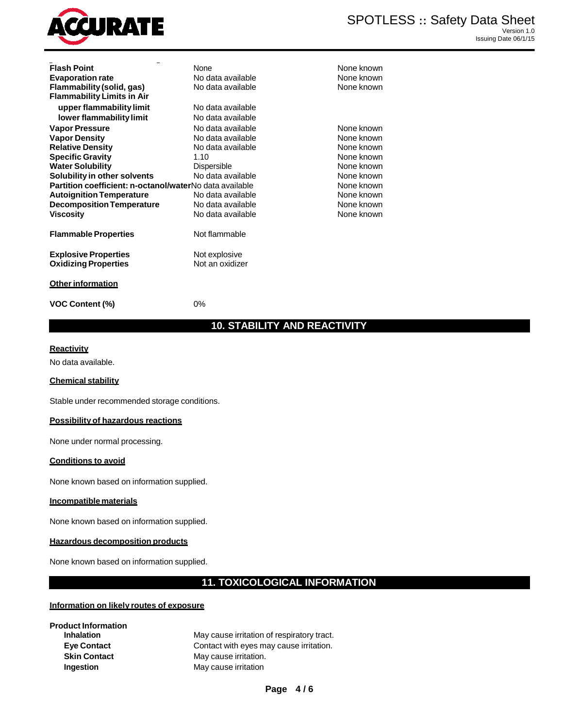| | | |
|---|---|---|
| **Flash Point** | None | None known |
| **Evaporation rate** | No data available | None known |
| **Flammability (solid, gas)** | No data available | None known |
| **Flammability Limits in Air** | | |
| **upper flammability limit** | No data available | |
| **lower flammability limit** | No data available | |
| **Vapor Pressure** | No data available | None known |
| **Vapor Density** | No data available | None known |
| **Relative Density** | No data available | None known |
| **Specific Gravity** | 1.10 | None known |
| **Water Solubility** | Dispersible | None known |
| **Solubility in other solvents** | No data available | None known |
| **Partition coefficient: n-octanol/water** | No data available | None known |
| **Autoignition Temperature** | No data available | None known |
| **Decomposition Temperature** | No data available | None known |
| **Viscosity** | No data available | None known |

**Flammable Properties** Not flammable

**Explosive Properties** Not explosive
**Oxidizing Properties** Not an oxidizer

**Other information**

**VOC Content (%)** 0%

## 10. STABILITY AND REACTIVITY

**Reactivity**

No data available.

**Chemical stability**

Stable under recommended storage conditions.

**Possibility of hazardous reactions**

None under normal processing.

**Conditions to avoid**

None known based on information supplied.

**Incompatible materials**

None known based on information supplied.

**Hazardous decomposition products**

None known based on information supplied.

## 11. TOXICOLOGICAL INFORMATION

**Information on likely routes of exposure**

**Product Information**

| | |
|---|---|
| **Inhalation** | May cause irritation of respiratory tract. |
| **Eye Contact** | Contact with eyes may cause irritation. |
| **Skin Contact** | May cause irritation. |
| **Ingestion** | May cause irritation |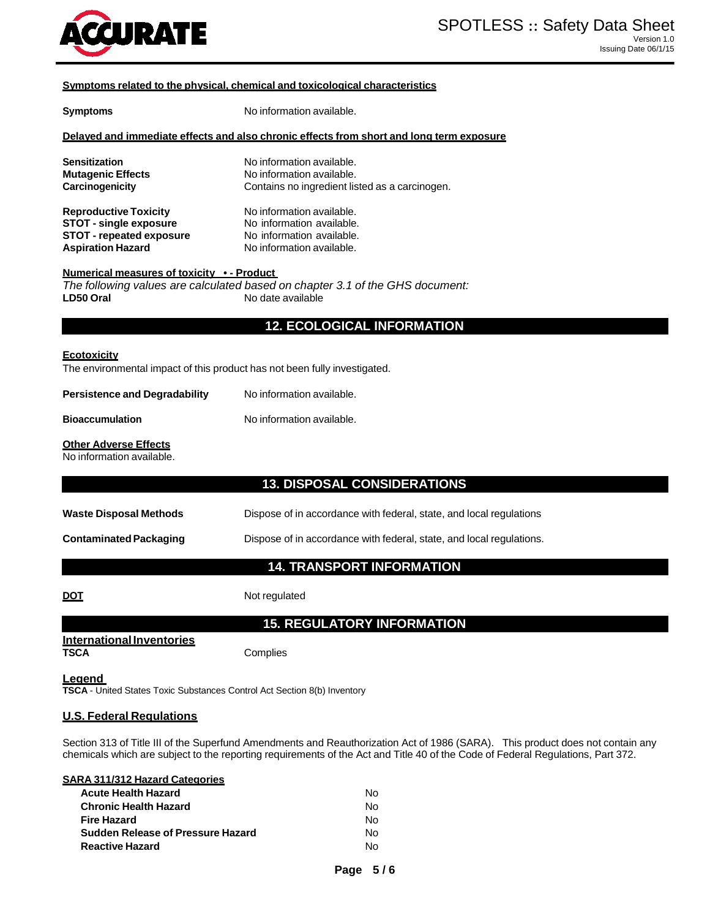**Symptoms related to the physical, chemical and toxicological characteristics**

**Symptoms** No information available.

**Delayed and immediate effects and also chronic effects from short and long term exposure**

**Sensitization** No information available.
**Mutagenic Effects** No information available.
**Carcinogenicity** Contains no ingredient listed as a carcinogen.

**Reproductive Toxicity** No information available.
**STOT - single exposure** No information available.
**STOT - repeated exposure** No information available.
**Aspiration Hazard** No information available.

**Numerical measures of toxicity • - Product**
*The following values are calculated based on chapter 3.1 of the GHS document:*
**LD50 Oral** No date available

## 12. ECOLOGICAL INFORMATION

**Ecotoxicity**
The environmental impact of this product has not been fully investigated.

**Persistence and Degradability** No information available.

**Bioaccumulation** No information available.

**Other Adverse Effects**
No information available.

## 13. DISPOSAL CONSIDERATIONS

**Waste Disposal Methods** Dispose of in accordance with federal, state, and local regulations

**Contaminated Packaging** Dispose of in accordance with federal, state, and local regulations.

## 14. TRANSPORT INFORMATION

**DOT** Not regulated

## 15. REGULATORY INFORMATION

**International Inventories**
**TSCA** Complies

**Legend**
**TSCA** - United States Toxic Substances Control Act Section 8(b) Inventory

**U.S. Federal Regulations**

Section 313 of Title III of the Superfund Amendments and Reauthorization Act of 1986 (SARA). This product does not contain any chemicals which are subject to the reporting requirements of the Act and Title 40 of the Code of Federal Regulations, Part 372.

**SARA 311/312 Hazard Categories**

| | |
|---|---|
| **Acute Health Hazard** | No |
| **Chronic Health Hazard** | No |
| **Fire Hazard** | No |
| **Sudden Release of Pressure Hazard** | No |
| **Reactive Hazard** | No |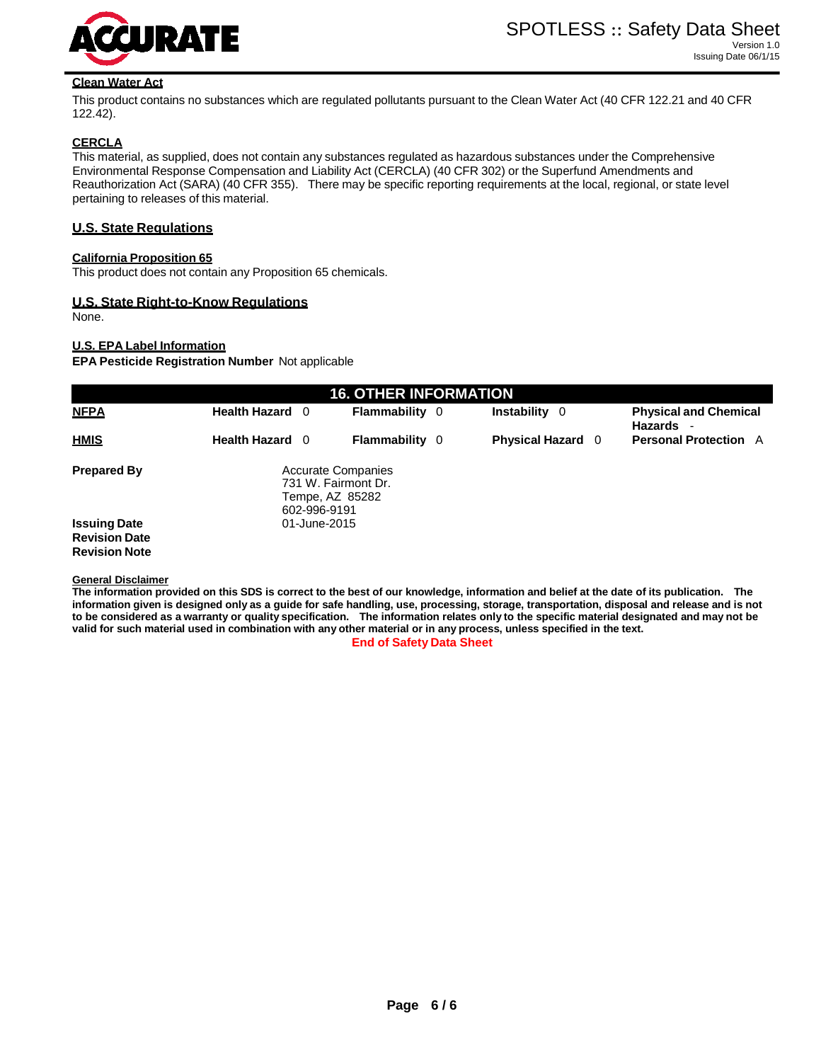**Clean Water Act**

This product contains no substances which are regulated pollutants pursuant to the Clean Water Act (40 CFR 122.21 and 40 CFR 122.42).

**CERCLA**

This material, as supplied, does not contain any substances regulated as hazardous substances under the Comprehensive Environmental Response Compensation and Liability Act (CERCLA) (40 CFR 302) or the Superfund Amendments and Reauthorization Act (SARA) (40 CFR 355). There may be specific reporting requirements at the local, regional, or state level pertaining to releases of this material.

### U.S. State Regulations

**California Proposition 65**

This product does not contain any Proposition 65 chemicals.

### U.S. State Right-to-Know Regulations

None.

**U.S. EPA Label Information**

**EPA Pesticide Registration Number** Not applicable

## 16. OTHER INFORMATION

| | | | | |
|---|---|---|---|---|
| **NFPA** | **Health Hazard** 0 | **Flammability** 0 | **Instability** 0 | **Physical and Chemical Hazards** - |
| **HMIS** | **Health Hazard** 0 | **Flammability** 0 | **Physical Hazard** 0 | **Personal Protection** A |

**Prepared By**
Accurate Companies
731 W. Fairmont Dr.
Tempe, AZ 85282
602-996-9191

**Issuing Date** 01-June-2015

**Revision Date**

**Revision Note**

**General Disclaimer**

**The information provided on this SDS is correct to the best of our knowledge, information and belief at the date of its publication. The information given is designed only as a guide for safe handling, use, processing, storage, transportation, disposal and release and is not to be considered as a warranty or quality specification. The information relates only to the specific material designated and may not be valid for such material used in combination with any other material or in any process, unless specified in the text.**

**End of Safety Data Sheet**